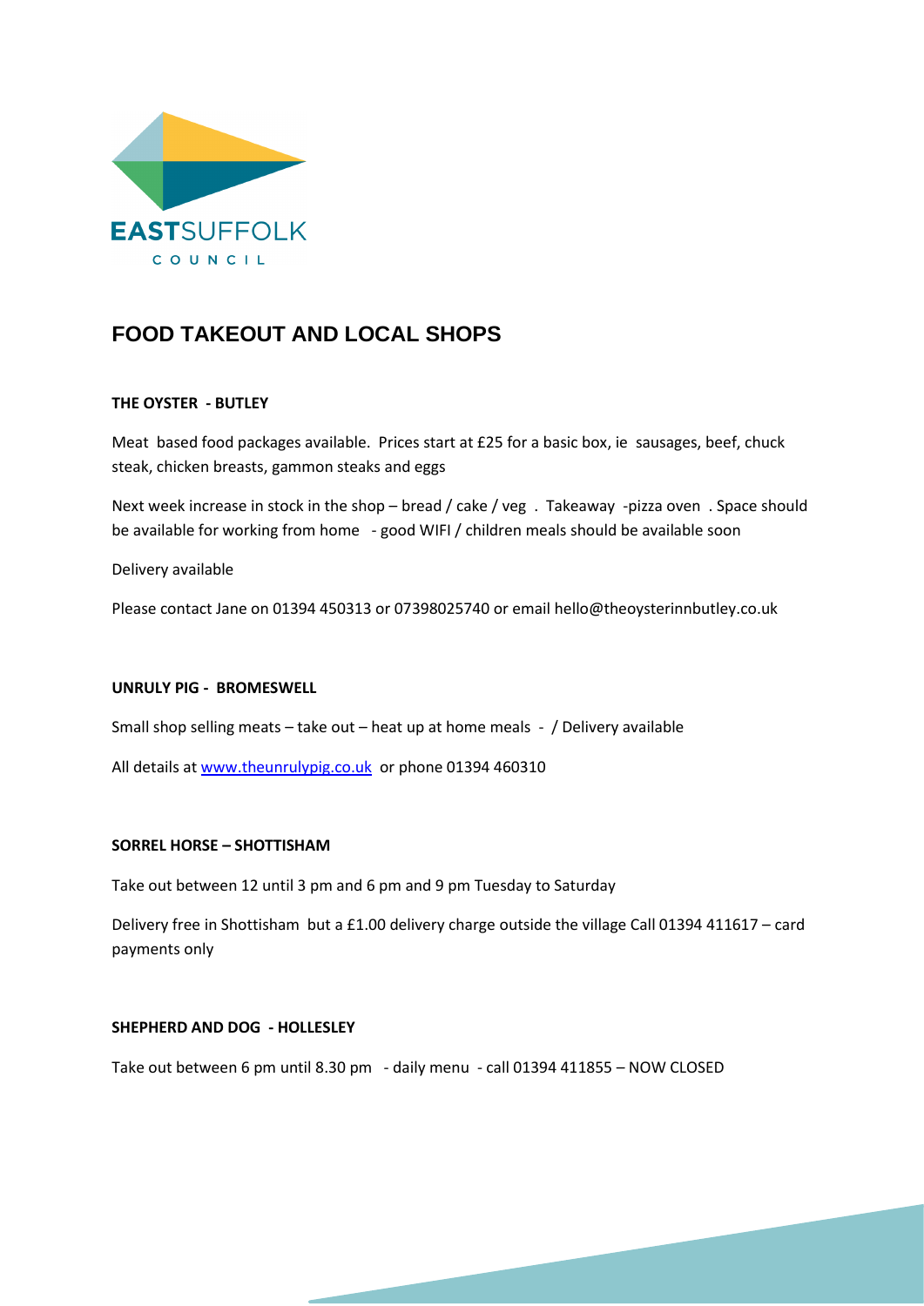EASTSUFFOLK
COUNCIL

# FOOD TAKEOUT AND LOCAL SHOPS

**THE OYSTER - BUTLEY**

Meat based food packages available. Prices start at £25 for a basic box, ie sausages, beef, chuck steak, chicken breasts, gammon steaks and eggs

Next week increase in stock in the shop – bread / cake / veg . Takeaway -pizza oven . Space should be available for working from home - good WIFI / children meals should be available soon

Delivery available

Please contact Jane on 01394 450313 or 07398025740 or email hello@theoysterinnbutley.co.uk

**UNRULY PIG - BROMESWELL**

Small shop selling meats – take out – heat up at home meals - / Delivery available

All details at www.theunrulypig.co.uk or phone 01394 460310

**SORREL HORSE – SHOTTISHAM**

Take out between 12 until 3 pm and 6 pm and 9 pm Tuesday to Saturday

Delivery free in Shottisham but a £1.00 delivery charge outside the village Call 01394 411617 – card payments only

**SHEPHERD AND DOG - HOLLESLEY**

Take out between 6 pm until 8.30 pm - daily menu - call 01394 411855 – NOW CLOSED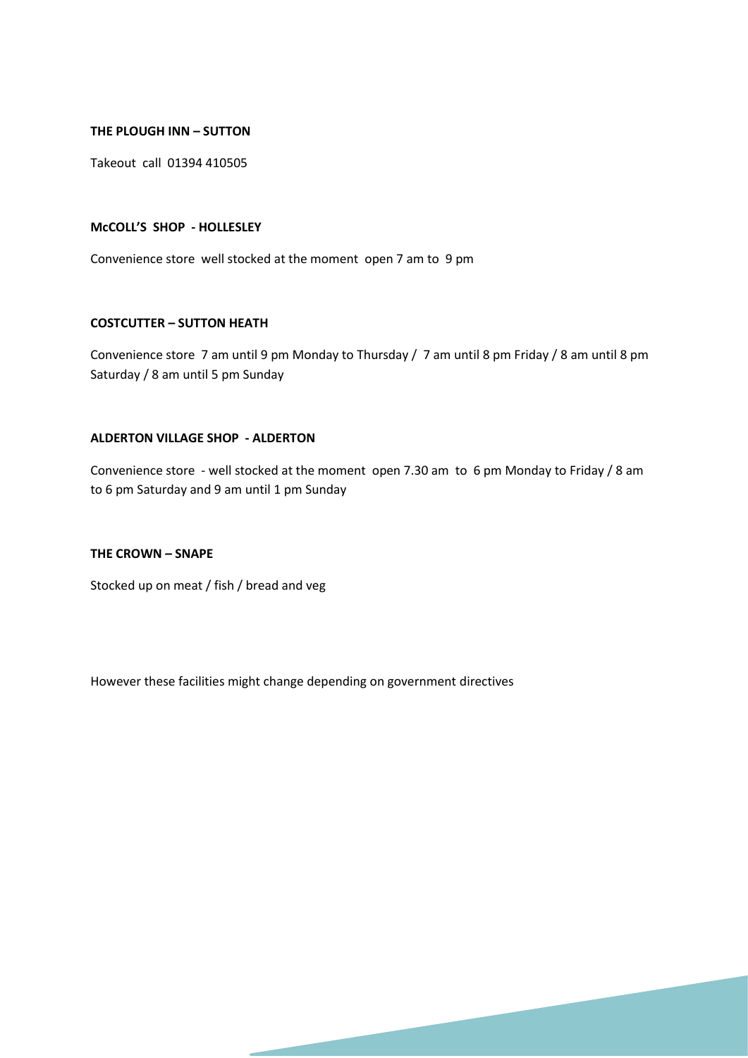**THE PLOUGH INN – SUTTON**

Takeout call 01394 410505

**McCOLL'S SHOP - HOLLESLEY**

Convenience store well stocked at the moment open 7 am to 9 pm

**COSTCUTTER – SUTTON HEATH**

Convenience store 7 am until 9 pm Monday to Thursday / 7 am until 8 pm Friday / 8 am until 8 pm Saturday / 8 am until 5 pm Sunday

**ALDERTON VILLAGE SHOP - ALDERTON**

Convenience store - well stocked at the moment open 7.30 am to 6 pm Monday to Friday / 8 am to 6 pm Saturday and 9 am until 1 pm Sunday

**THE CROWN – SNAPE**

Stocked up on meat / fish / bread and veg

However these facilities might change depending on government directives